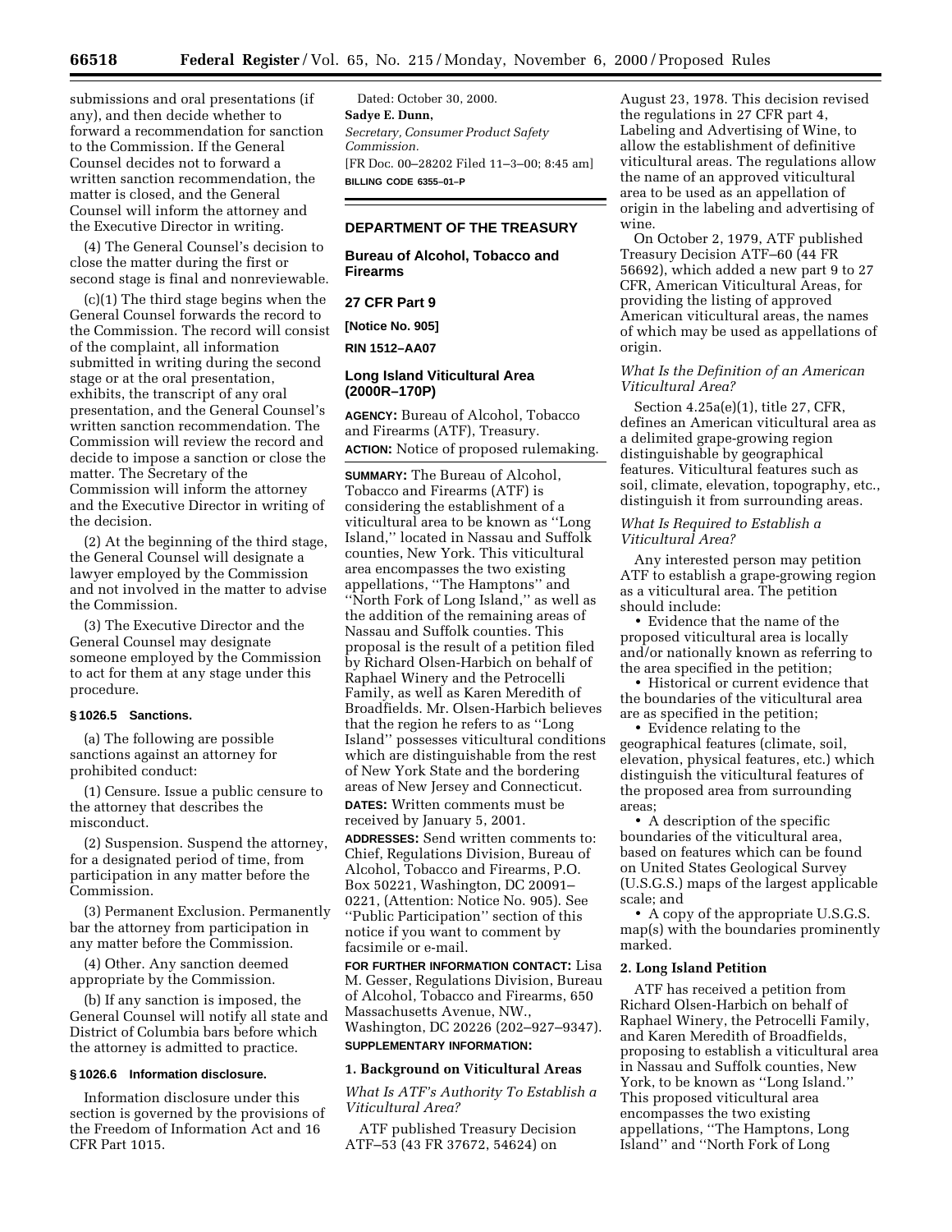submissions and oral presentations (if any), and then decide whether to forward a recommendation for sanction to the Commission. If the General Counsel decides not to forward a written sanction recommendation, the matter is closed, and the General Counsel will inform the attorney and the Executive Director in writing.

(4) The General Counsel's decision to close the matter during the first or second stage is final and nonreviewable.

(c)(1) The third stage begins when the General Counsel forwards the record to the Commission. The record will consist of the complaint, all information submitted in writing during the second stage or at the oral presentation, exhibits, the transcript of any oral presentation, and the General Counsel's written sanction recommendation. The Commission will review the record and decide to impose a sanction or close the matter. The Secretary of the Commission will inform the attorney and the Executive Director in writing of the decision.

(2) At the beginning of the third stage, the General Counsel will designate a lawyer employed by the Commission and not involved in the matter to advise the Commission.

(3) The Executive Director and the General Counsel may designate someone employed by the Commission to act for them at any stage under this procedure.

#### § 1026.5 Sanctions.

(a) The following are possible sanctions against an attorney for prohibited conduct:

(1) Censure. Issue a public censure to the attorney that describes the misconduct.

(2) Suspension. Suspend the attorney, for a designated period of time, from participation in any matter before the Commission.

(3) Permanent Exclusion. Permanently bar the attorney from participation in any matter before the Commission.

(4) Other. Any sanction deemed appropriate by the Commission.

(b) If any sanction is imposed, the General Counsel will notify all state and District of Columbia bars before which the attorney is admitted to practice.

#### § 1026.6 Information disclosure.

Information disclosure under this section is governed by the provisions of the Freedom of Information Act and 16 CFR Part 1015.

Dated: October 30, 2000.

**Sadye E. Dunn,**

*Secretary, Consumer Product Safety Commission.*

[FR Doc. 00–28202 Filed 11–3–00; 8:45 am]

**BILLING CODE 6355–01–P**

## DEPARTMENT OF THE TREASURY

### Bureau of Alcohol, Tobacco and Firearms

### 27 CFR Part 9

**[Notice No. 905]**

**RIN 1512–AA07**

### Long Island Viticultural Area (2000R–170P)

**AGENCY:** Bureau of Alcohol, Tobacco and Firearms (ATF), Treasury.

**ACTION:** Notice of proposed rulemaking.

**SUMMARY:** The Bureau of Alcohol, Tobacco and Firearms (ATF) is considering the establishment of a viticultural area to be known as ''Long Island,'' located in Nassau and Suffolk counties, New York. This viticultural area encompasses the two existing appellations, ''The Hamptons'' and ''North Fork of Long Island,'' as well as the addition of the remaining areas of Nassau and Suffolk counties. This proposal is the result of a petition filed by Richard Olsen-Harbich on behalf of Raphael Winery and the Petrocelli Family, as well as Karen Meredith of Broadfields. Mr. Olsen-Harbich believes that the region he refers to as ''Long Island'' possesses viticultural conditions which are distinguishable from the rest of New York State and the bordering areas of New Jersey and Connecticut.

**DATES:** Written comments must be received by January 5, 2001.

**ADDRESSES:** Send written comments to: Chief, Regulations Division, Bureau of Alcohol, Tobacco and Firearms, P.O. Box 50221, Washington, DC 20091–0221, (Attention: Notice No. 905). See ''Public Participation'' section of this notice if you want to comment by facsimile or e-mail.

**FOR FURTHER INFORMATION CONTACT:** Lisa M. Gesser, Regulations Division, Bureau of Alcohol, Tobacco and Firearms, 650 Massachusetts Avenue, NW., Washington, DC 20226 (202–927–9347).

**SUPPLEMENTARY INFORMATION:**

#### 1. Background on Viticultural Areas

*What Is ATF's Authority To Establish a Viticultural Area?*

ATF published Treasury Decision ATF–53 (43 FR 37672, 54624) on August 23, 1978. This decision revised the regulations in 27 CFR part 4, Labeling and Advertising of Wine, to allow the establishment of definitive viticultural areas. The regulations allow the name of an approved viticultural area to be used as an appellation of origin in the labeling and advertising of wine.

On October 2, 1979, ATF published Treasury Decision ATF–60 (44 FR 56692), which added a new part 9 to 27 CFR, American Viticultural Areas, for providing the listing of approved American viticultural areas, the names of which may be used as appellations of origin.

*What Is the Definition of an American Viticultural Area?*

Section 4.25a(e)(1), title 27, CFR, defines an American viticultural area as a delimited grape-growing region distinguishable by geographical features. Viticultural features such as soil, climate, elevation, topography, etc., distinguish it from surrounding areas.

*What Is Required to Establish a Viticultural Area?*

Any interested person may petition ATF to establish a grape-growing region as a viticultural area. The petition should include:

- Evidence that the name of the proposed viticultural area is locally and/or nationally known as referring to the area specified in the petition;
- Historical or current evidence that the boundaries of the viticultural area are as specified in the petition;
- Evidence relating to the geographical features (climate, soil, elevation, physical features, etc.) which distinguish the viticultural features of the proposed area from surrounding areas;
- A description of the specific boundaries of the viticultural area, based on features which can be found on United States Geological Survey (U.S.G.S.) maps of the largest applicable scale; and
- A copy of the appropriate U.S.G.S. map(s) with the boundaries prominently marked.

#### 2. Long Island Petition

ATF has received a petition from Richard Olsen-Harbich on behalf of Raphael Winery, the Petrocelli Family, and Karen Meredith of Broadfields, proposing to establish a viticultural area in Nassau and Suffolk counties, New York, to be known as ''Long Island.'' This proposed viticultural area encompasses the two existing appellations, ''The Hamptons, Long Island'' and ''North Fork of Long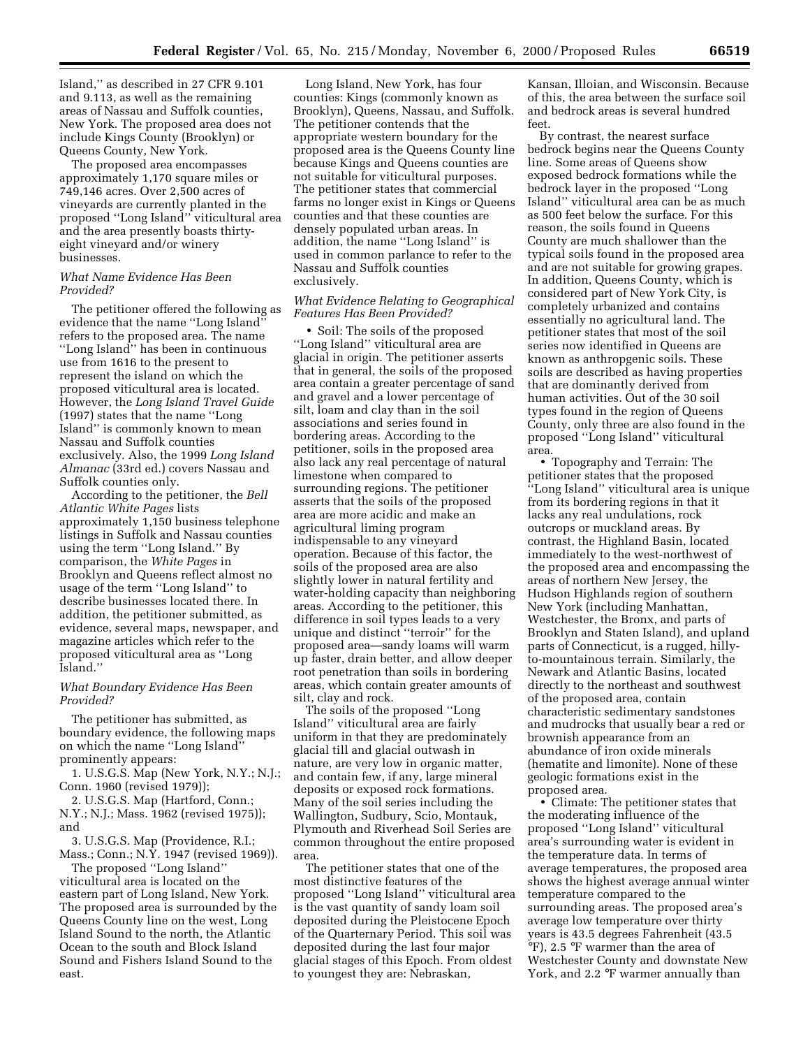Island,'' as described in 27 CFR 9.101 and 9.113, as well as the remaining areas of Nassau and Suffolk counties, New York. The proposed area does not include Kings County (Brooklyn) or Queens County, New York.

The proposed area encompasses approximately 1,170 square miles or 749,146 acres. Over 2,500 acres of vineyards are currently planted in the proposed ''Long Island'' viticultural area and the area presently boasts thirty-eight vineyard and/or winery businesses.

*What Name Evidence Has Been Provided?*

The petitioner offered the following as evidence that the name ''Long Island'' refers to the proposed area. The name ''Long Island'' has been in continuous use from 1616 to the present to represent the island on which the proposed viticultural area is located. However, the *Long Island Travel Guide* (1997) states that the name ''Long Island'' is commonly known to mean Nassau and Suffolk counties exclusively. Also, the 1999 *Long Island Almanac* (33rd ed.) covers Nassau and Suffolk counties only.

According to the petitioner, the *Bell Atlantic White Pages* lists approximately 1,150 business telephone listings in Suffolk and Nassau counties using the term ''Long Island.'' By comparison, the *White Pages* in Brooklyn and Queens reflect almost no usage of the term ''Long Island'' to describe businesses located there. In addition, the petitioner submitted, as evidence, several maps, newspaper, and magazine articles which refer to the proposed viticultural area as ''Long Island.''

*What Boundary Evidence Has Been Provided?*

The petitioner has submitted, as boundary evidence, the following maps on which the name ''Long Island'' prominently appears:

1. U.S.G.S. Map (New York, N.Y.; N.J.; Conn. 1960 (revised 1979));
2. U.S.G.S. Map (Hartford, Conn.; N.Y.; N.J.; Mass. 1962 (revised 1975)); and
3. U.S.G.S. Map (Providence, R.I.; Mass.; Conn.; N.Y. 1947 (revised 1969)).

The proposed ''Long Island'' viticultural area is located on the eastern part of Long Island, New York. The proposed area is surrounded by the Queens County line on the west, Long Island Sound to the north, the Atlantic Ocean to the south and Block Island Sound and Fishers Island Sound to the east.

Long Island, New York, has four counties: Kings (commonly known as Brooklyn), Queens, Nassau, and Suffolk. The petitioner contends that the appropriate western boundary for the proposed area is the Queens County line because Kings and Queens counties are not suitable for viticultural purposes. The petitioner states that commercial farms no longer exist in Kings or Queens counties and that these counties are densely populated urban areas. In addition, the name ''Long Island'' is used in common parlance to refer to the Nassau and Suffolk counties exclusively.

*What Evidence Relating to Geographical Features Has Been Provided?*

• Soil: The soils of the proposed ''Long Island'' viticultural area are glacial in origin. The petitioner asserts that in general, the soils of the proposed area contain a greater percentage of sand and gravel and a lower percentage of silt, loam and clay than in the soil associations and series found in bordering areas. According to the petitioner, soils in the proposed area also lack any real percentage of natural limestone when compared to surrounding regions. The petitioner asserts that the soils of the proposed area are more acidic and make an agricultural liming program indispensable to any vineyard operation. Because of this factor, the soils of the proposed area are also slightly lower in natural fertility and water-holding capacity than neighboring areas. According to the petitioner, this difference in soil types leads to a very unique and distinct ''terroir'' for the proposed area—sandy loams will warm up faster, drain better, and allow deeper root penetration than soils in bordering areas, which contain greater amounts of silt, clay and rock.

The soils of the proposed ''Long Island'' viticultural area are fairly uniform in that they are predominately glacial till and glacial outwash in nature, are very low in organic matter, and contain few, if any, large mineral deposits or exposed rock formations. Many of the soil series including the Wallington, Sudbury, Scio, Montauk, Plymouth and Riverhead Soil Series are common throughout the entire proposed area.

The petitioner states that one of the most distinctive features of the proposed ''Long Island'' viticultural area is the vast quantity of sandy loam soil deposited during the Pleistocene Epoch of the Quarternary Period. This soil was deposited during the last four major glacial stages of this Epoch. From oldest to youngest they are: Nebraskan, Kansan, Illoian, and Wisconsin. Because of this, the area between the surface soil and bedrock areas is several hundred feet.

By contrast, the nearest surface bedrock begins near the Queens County line. Some areas of Queens show exposed bedrock formations while the bedrock layer in the proposed ''Long Island'' viticultural area can be as much as 500 feet below the surface. For this reason, the soils found in Queens County are much shallower than the typical soils found in the proposed area and are not suitable for growing grapes. In addition, Queens County, which is considered part of New York City, is completely urbanized and contains essentially no agricultural land. The petitioner states that most of the soil series now identified in Queens are known as anthropgenic soils. These soils are described as having properties that are dominantly derived from human activities. Out of the 30 soil types found in the region of Queens County, only three are also found in the proposed ''Long Island'' viticultural area.

• Topography and Terrain: The petitioner states that the proposed ''Long Island'' viticultural area is unique from its bordering regions in that it lacks any real undulations, rock outcrops or muckland areas. By contrast, the Highland Basin, located immediately to the west-northwest of the proposed area and encompassing the areas of northern New Jersey, the Hudson Highlands region of southern New York (including Manhattan, Westchester, the Bronx, and parts of Brooklyn and Staten Island), and upland parts of Connecticut, is a rugged, hilly-to-mountainous terrain. Similarly, the Newark and Atlantic Basins, located directly to the northeast and southwest of the proposed area, contain characteristic sedimentary sandstones and mudrocks that usually bear a red or brownish appearance from an abundance of iron oxide minerals (hematite and limonite). None of these geologic formations exist in the proposed area.

• Climate: The petitioner states that the moderating influence of the proposed ''Long Island'' viticultural area's surrounding water is evident in the temperature data. In terms of average temperatures, the proposed area shows the highest average annual winter temperature compared to the surrounding areas. The proposed area's average low temperature over thirty years is 43.5 degrees Fahrenheit (43.5 °F), 2.5 °F warmer than the area of Westchester County and downstate New York, and 2.2 °F warmer annually than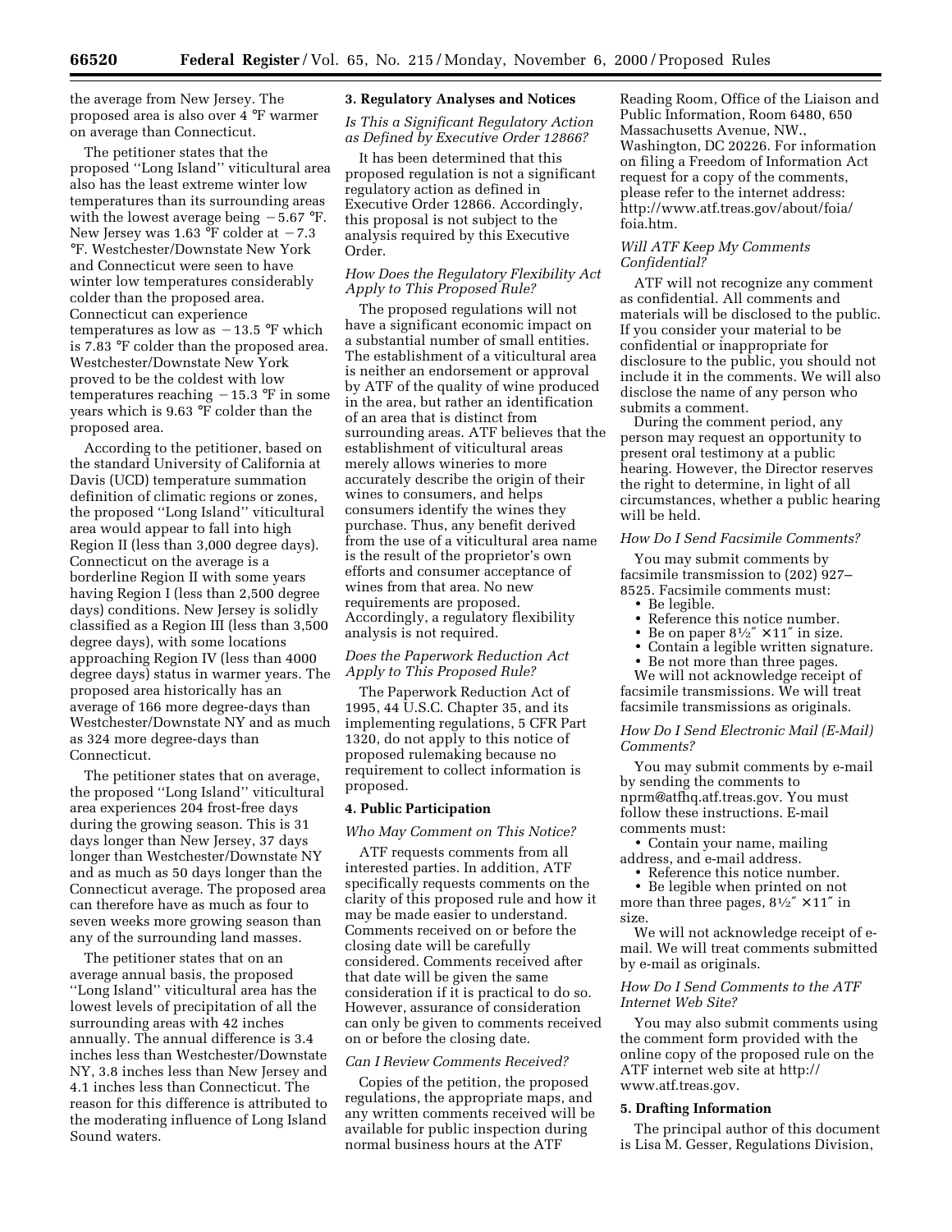the average from New Jersey. The proposed area is also over 4 °F warmer on average than Connecticut.

The petitioner states that the proposed ''Long Island'' viticultural area also has the least extreme winter low temperatures than its surrounding areas with the lowest average being −5.67 °F. New Jersey was 1.63 °F colder at −7.3 °F. Westchester/Downstate New York and Connecticut were seen to have winter low temperatures considerably colder than the proposed area. Connecticut can experience temperatures as low as −13.5 °F which is 7.83 °F colder than the proposed area. Westchester/Downstate New York proved to be the coldest with low temperatures reaching −15.3 °F in some years which is 9.63 °F colder than the proposed area.

According to the petitioner, based on the standard University of California at Davis (UCD) temperature summation definition of climatic regions or zones, the proposed ''Long Island'' viticultural area would appear to fall into high Region II (less than 3,000 degree days). Connecticut on the average is a borderline Region II with some years having Region I (less than 2,500 degree days) conditions. New Jersey is solidly classified as a Region III (less than 3,500 degree days), with some locations approaching Region IV (less than 4000 degree days) status in warmer years. The proposed area historically has an average of 166 more degree-days than Westchester/Downstate NY and as much as 324 more degree-days than Connecticut.

The petitioner states that on average, the proposed ''Long Island'' viticultural area experiences 204 frost-free days during the growing season. This is 31 days longer than New Jersey, 37 days longer than Westchester/Downstate NY and as much as 50 days longer than the Connecticut average. The proposed area can therefore have as much as four to seven weeks more growing season than any of the surrounding land masses.

The petitioner states that on an average annual basis, the proposed ''Long Island'' viticultural area has the lowest levels of precipitation of all the surrounding areas with 42 inches annually. The annual difference is 3.4 inches less than Westchester/Downstate NY, 3.8 inches less than New Jersey and 4.1 inches less than Connecticut. The reason for this difference is attributed to the moderating influence of Long Island Sound waters.

**3. Regulatory Analyses and Notices**

*Is This a Significant Regulatory Action as Defined by Executive Order 12866?*

It has been determined that this proposed regulation is not a significant regulatory action as defined in Executive Order 12866. Accordingly, this proposal is not subject to the analysis required by this Executive Order.

*How Does the Regulatory Flexibility Act Apply to This Proposed Rule?*

The proposed regulations will not have a significant economic impact on a substantial number of small entities. The establishment of a viticultural area is neither an endorsement or approval by ATF of the quality of wine produced in the area, but rather an identification of an area that is distinct from surrounding areas. ATF believes that the establishment of viticultural areas merely allows wineries to more accurately describe the origin of their wines to consumers, and helps consumers identify the wines they purchase. Thus, any benefit derived from the use of a viticultural area name is the result of the proprietor's own efforts and consumer acceptance of wines from that area. No new requirements are proposed. Accordingly, a regulatory flexibility analysis is not required.

*Does the Paperwork Reduction Act Apply to This Proposed Rule?*

The Paperwork Reduction Act of 1995, 44 U.S.C. Chapter 35, and its implementing regulations, 5 CFR Part 1320, do not apply to this notice of proposed rulemaking because no requirement to collect information is proposed.

**4. Public Participation**

*Who May Comment on This Notice?*

ATF requests comments from all interested parties. In addition, ATF specifically requests comments on the clarity of this proposed rule and how it may be made easier to understand. Comments received on or before the closing date will be carefully considered. Comments received after that date will be given the same consideration if it is practical to do so. However, assurance of consideration can only be given to comments received on or before the closing date.

*Can I Review Comments Received?*

Copies of the petition, the proposed regulations, the appropriate maps, and any written comments received will be available for public inspection during normal business hours at the ATF Reading Room, Office of the Liaison and Public Information, Room 6480, 650 Massachusetts Avenue, NW., Washington, DC 20226. For information on filing a Freedom of Information Act request for a copy of the comments, please refer to the internet address: http://www.atf.treas.gov/about/foia/foia.htm.

*Will ATF Keep My Comments Confidential?*

ATF will not recognize any comment as confidential. All comments and materials will be disclosed to the public. If you consider your material to be confidential or inappropriate for disclosure to the public, you should not include it in the comments. We will also disclose the name of any person who submits a comment.

During the comment period, any person may request an opportunity to present oral testimony at a public hearing. However, the Director reserves the right to determine, in light of all circumstances, whether a public hearing will be held.

*How Do I Send Facsimile Comments?*

You may submit comments by facsimile transmission to (202) 927–8525. Facsimile comments must:

- Be legible.
- Reference this notice number.
- Be on paper 8½″ ×11″ in size.
- Contain a legible written signature.
- Be not more than three pages.

We will not acknowledge receipt of facsimile transmissions. We will treat facsimile transmissions as originals.

*How Do I Send Electronic Mail (E-Mail) Comments?*

You may submit comments by e-mail by sending the comments to nprm@atfhq.atf.treas.gov. You must follow these instructions. E-mail comments must:

- Contain your name, mailing address, and e-mail address.
- Reference this notice number.
- Be legible when printed on not more than three pages, 8½″ ×11″ in size.

We will not acknowledge receipt of e-mail. We will treat comments submitted by e-mail as originals.

*How Do I Send Comments to the ATF Internet Web Site?*

You may also submit comments using the comment form provided with the online copy of the proposed rule on the ATF internet web site at http://www.atf.treas.gov.

**5. Drafting Information**

The principal author of this document is Lisa M. Gesser, Regulations Division,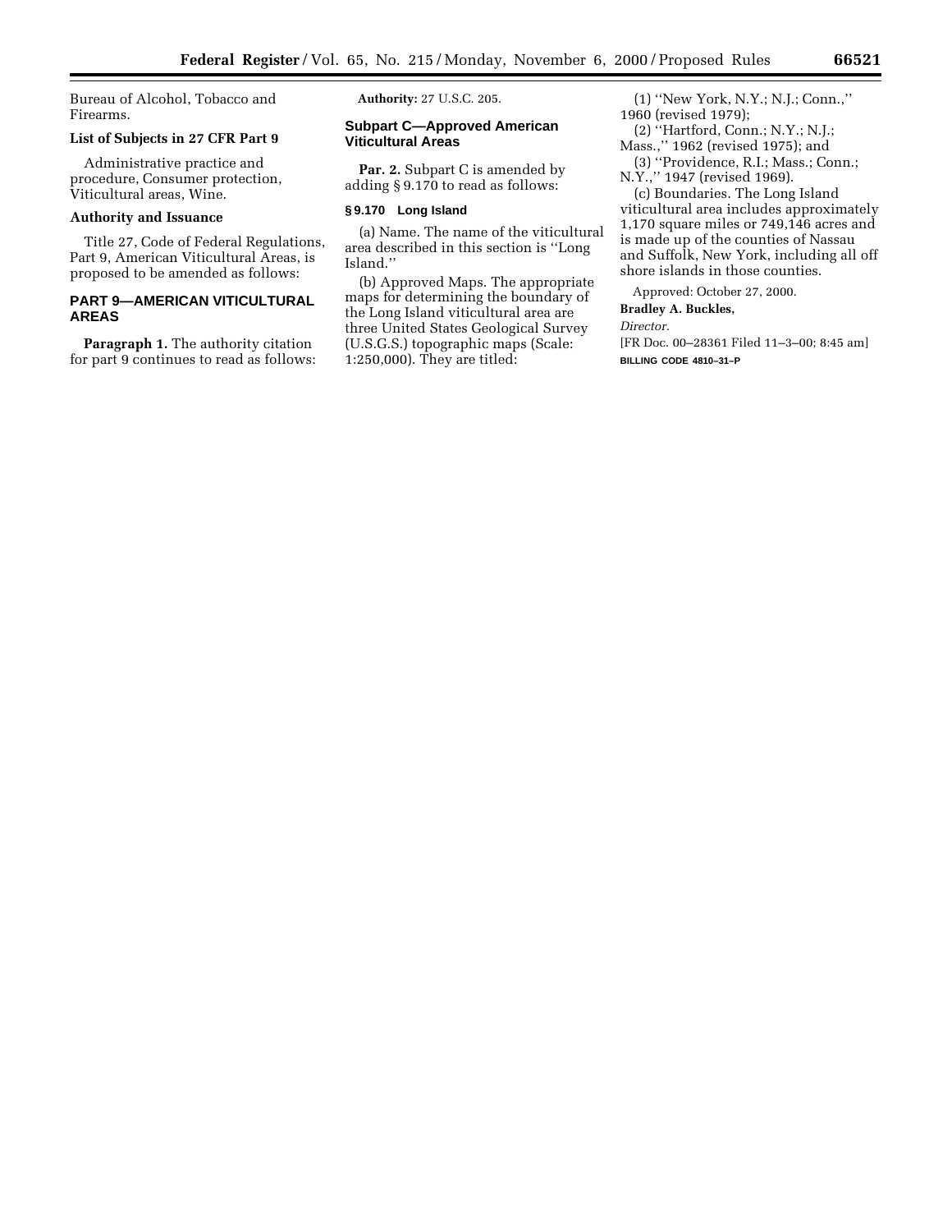Bureau of Alcohol, Tobacco and Firearms.

**List of Subjects in 27 CFR Part 9**

Administrative practice and procedure, Consumer protection, Viticultural areas, Wine.

**Authority and Issuance**

Title 27, Code of Federal Regulations, Part 9, American Viticultural Areas, is proposed to be amended as follows:

## PART 9—AMERICAN VITICULTURAL AREAS

**Paragraph 1.** The authority citation for part 9 continues to read as follows:

**Authority:** 27 U.S.C. 205.

### Subpart C—Approved American Viticultural Areas

**Par. 2.** Subpart C is amended by adding § 9.170 to read as follows:

#### § 9.170 Long Island

(a) Name. The name of the viticultural area described in this section is ''Long Island.''

(b) Approved Maps. The appropriate maps for determining the boundary of the Long Island viticultural area are three United States Geological Survey (U.S.G.S.) topographic maps (Scale: 1:250,000). They are titled:

(1) ''New York, N.Y.; N.J.; Conn.,'' 1960 (revised 1979);

(2) ''Hartford, Conn.; N.Y.; N.J.; Mass.,'' 1962 (revised 1975); and

(3) ''Providence, R.I.; Mass.; Conn.; N.Y.,'' 1947 (revised 1969).

(c) Boundaries. The Long Island viticultural area includes approximately 1,170 square miles or 749,146 acres and is made up of the counties of Nassau and Suffolk, New York, including all off shore islands in those counties.

Approved: October 27, 2000.

**Bradley A. Buckles,**

*Director.*

[FR Doc. 00–28361 Filed 11–3–00; 8:45 am]

BILLING CODE 4810–31–P